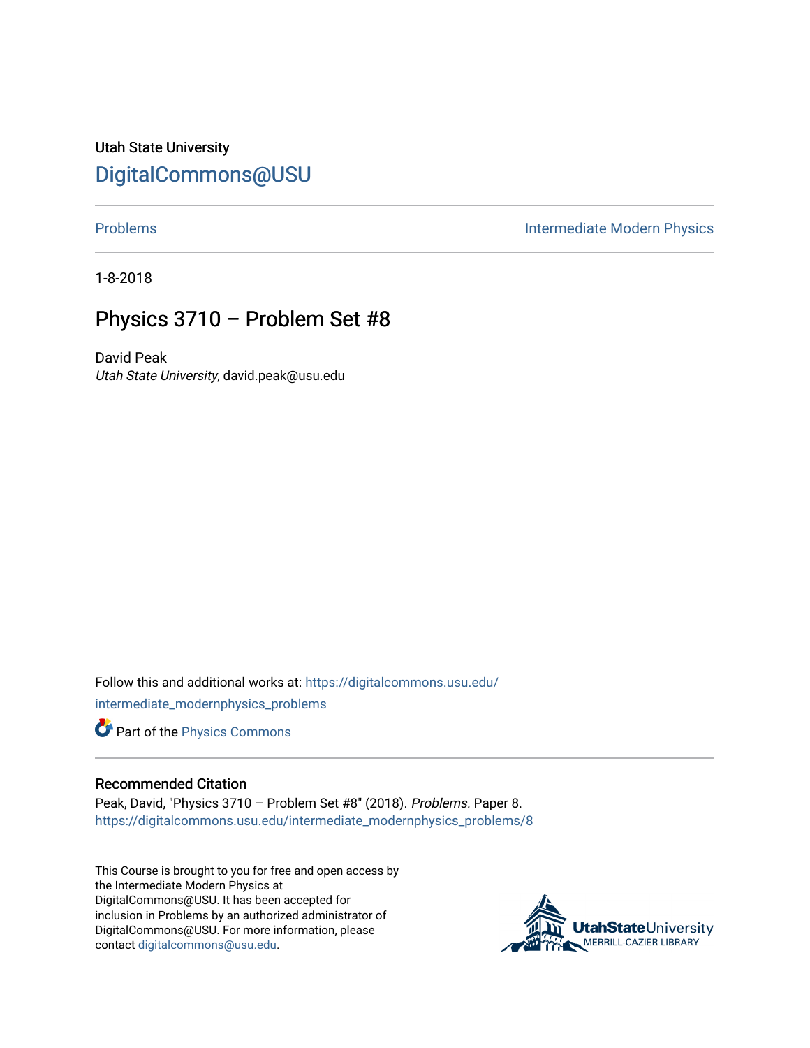Utah State University

# DigitalCommons@USU

Problems | Intermediate Modern Physics

1-8-2018

# Physics 3710 – Problem Set #8

David Peak
*Utah State University*, david.peak@usu.edu

Follow this and additional works at: https://digitalcommons.usu.edu/intermediate_modernphysics_problems

Part of the Physics Commons

## Recommended Citation

Peak, David, "Physics 3710 – Problem Set #8" (2018). *Problems.* Paper 8.
https://digitalcommons.usu.edu/intermediate_modernphysics_problems/8

This Course is brought to you for free and open access by the Intermediate Modern Physics at DigitalCommons@USU. It has been accepted for inclusion in Problems by an authorized administrator of DigitalCommons@USU. For more information, please contact digitalcommons@usu.edu.

UtahStateUniversity
MERRILL-CAZIER LIBRARY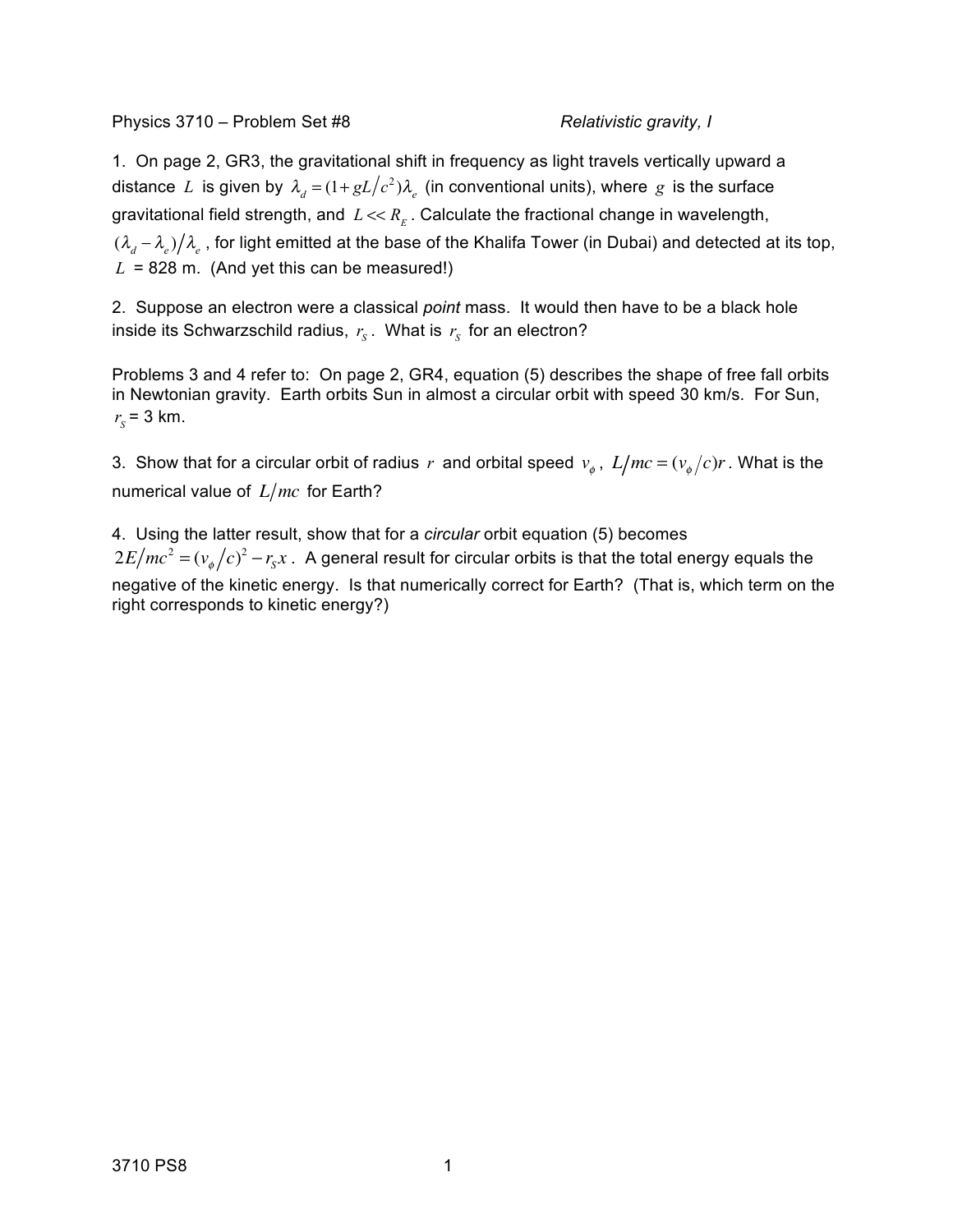Physics 3710 – Problem Set #8 *Relativistic gravity, I*

1. On page 2, GR3, the gravitational shift in frequency as light travels vertically upward a distance $L$ is given by $\lambda_d = (1 + gL/c^2)\lambda_e$ (in conventional units), where $g$ is the surface gravitational field strength, and $L << R_E$. Calculate the fractional change in wavelength, $(\lambda_d - \lambda_e)/\lambda_e$, for light emitted at the base of the Khalifa Tower (in Dubai) and detected at its top, $L$ = 828 m. (And yet this can be measured!)

2. Suppose an electron were a classical *point* mass. It would then have to be a black hole inside its Schwarzschild radius, $r_S$. What is $r_S$ for an electron?

Problems 3 and 4 refer to: On page 2, GR4, equation (5) describes the shape of free fall orbits in Newtonian gravity. Earth orbits Sun in almost a circular orbit with speed 30 km/s. For Sun, $r_S$ = 3 km.

3. Show that for a circular orbit of radius $r$ and orbital speed $v_\phi$, $L/mc = (v_\phi/c)r$. What is the numerical value of $L/mc$ for Earth?

4. Using the latter result, show that for a *circular* orbit equation (5) becomes $2E/mc^2 = (v_\phi/c)^2 - r_S x$. A general result for circular orbits is that the total energy equals the negative of the kinetic energy. Is that numerically correct for Earth? (That is, which term on the right corresponds to kinetic energy?)